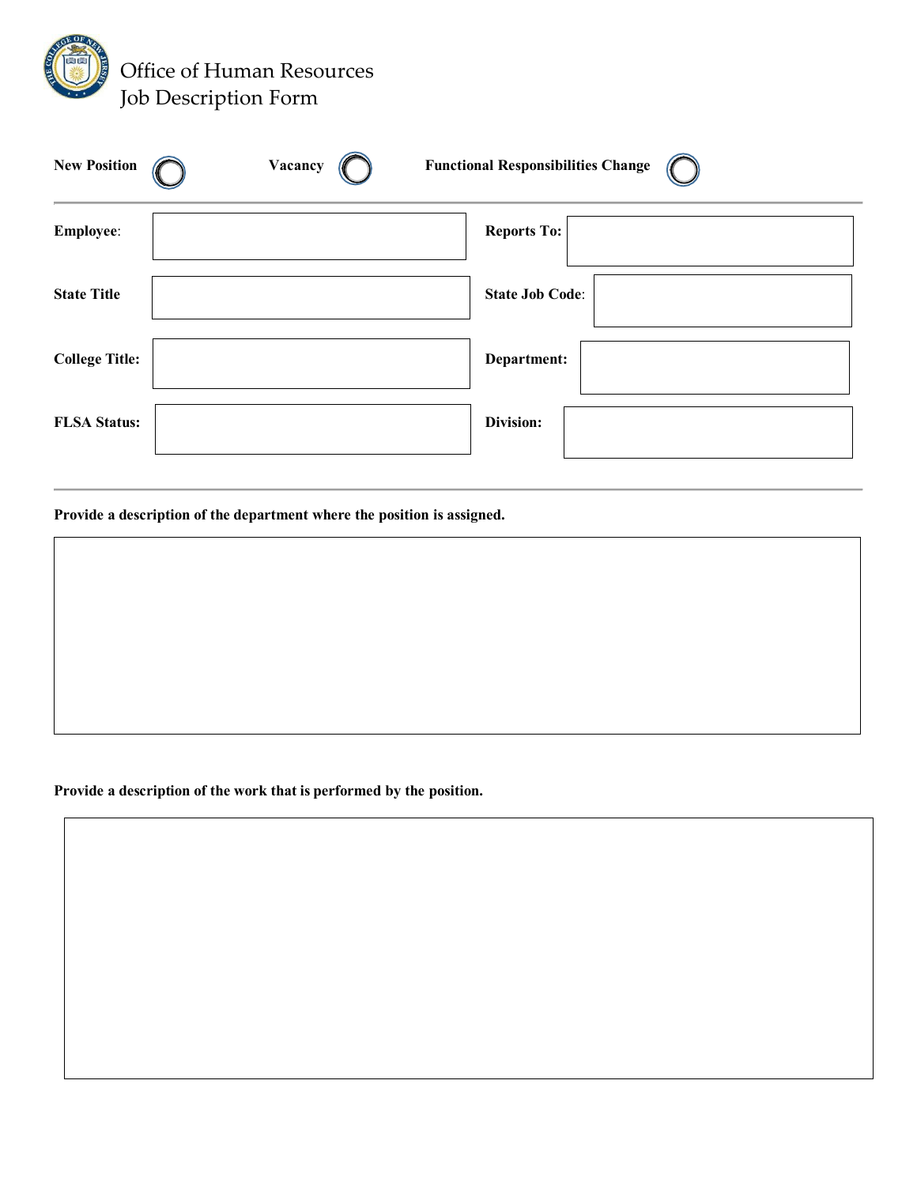# Office of Human Resources
## Job Description Form

**New Position** ◯ **Vacancy** ◯ **Functional Responsibilities Change** ◯

---

| | | | |
|---|---|---|---|
| **Employee:** | | **Reports To:** | |
| **State Title** | | **State Job Code:** | |
| **College Title:** | | **Department:** | |
| **FLSA Status:** | | **Division:** | |

---

**Provide a description of the department where the position is assigned.**

**Provide a description of the work that is performed by the position.**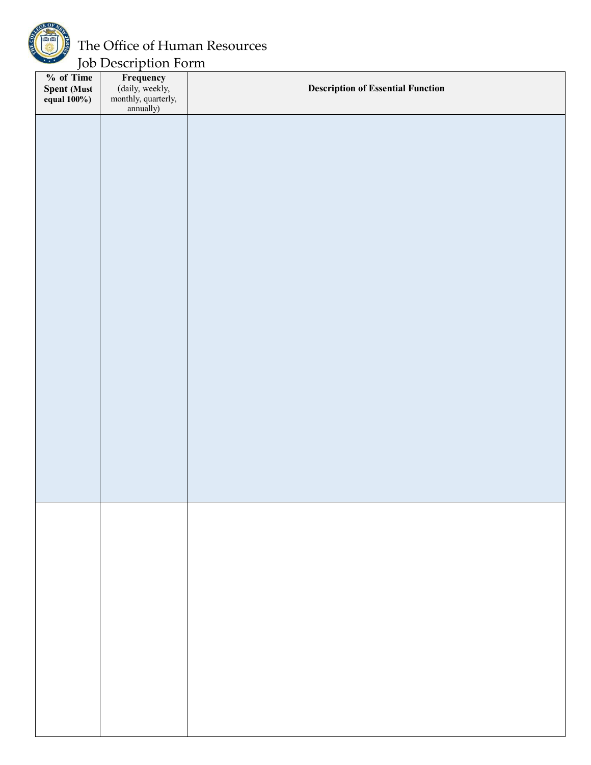The Office of Human Resources
Job Description Form

| % of Time Spent (Must equal 100%) | Frequency (daily, weekly, monthly, quarterly, annually) | Description of Essential Function |
| --- | --- | --- |
| | | |
| | | |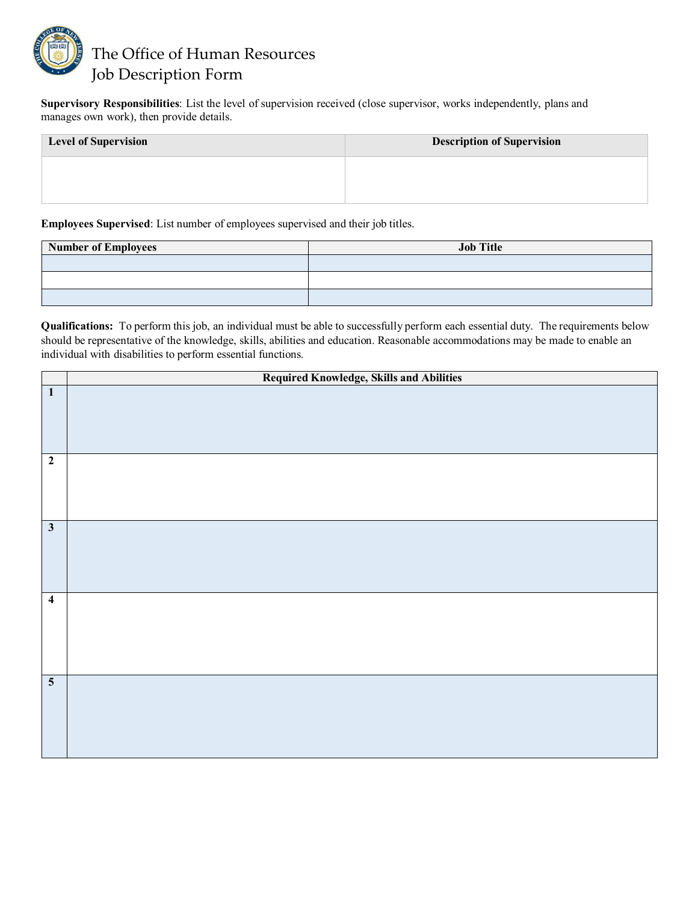# The Office of Human Resources
## Job Description Form

**Supervisory Responsibilities**: List the level of supervision received (close supervisor, works independently, plans and manages own work), then provide details.

| Level of Supervision | Description of Supervision |
|---|---|
| | |

**Employees Supervised**: List number of employees supervised and their job titles.

| Number of Employees | Job Title |
|---|---|
| | |
| | |
| | |

**Qualifications:** To perform this job, an individual must be able to successfully perform each essential duty. The requirements below should be representative of the knowledge, skills, abilities and education. Reasonable accommodations may be made to enable an individual with disabilities to perform essential functions.

| | Required Knowledge, Skills and Abilities |
|---|---|
| **1** | |
| **2** | |
| **3** | |
| **4** | |
| **5** | |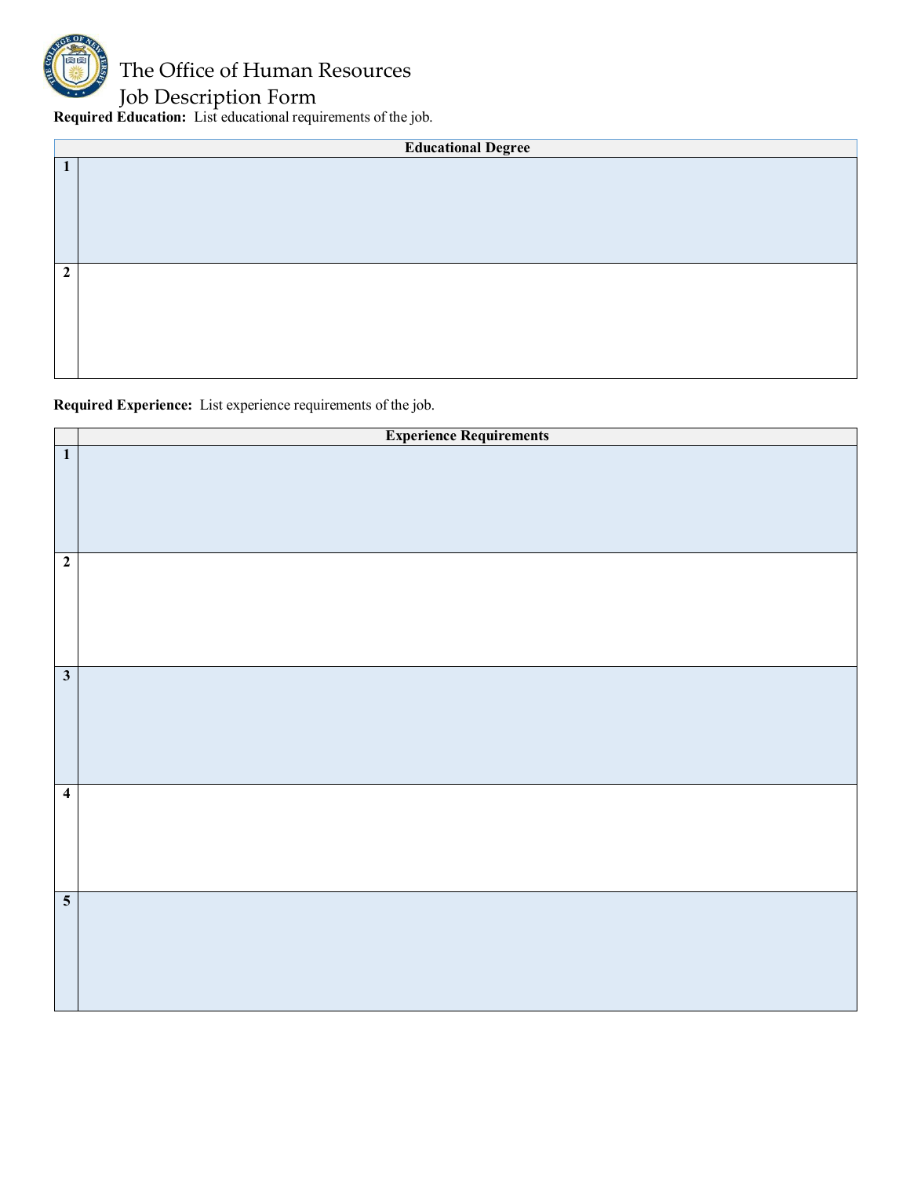# The Office of Human Resources
# Job Description Form

**Required Education:** List educational requirements of the job.

| | Educational Degree |
|---|---|
| **1** | |
| **2** | |

**Required Experience:** List experience requirements of the job.

| | Experience Requirements |
|---|---|
| **1** | |
| **2** | |
| **3** | |
| **4** | |
| **5** | |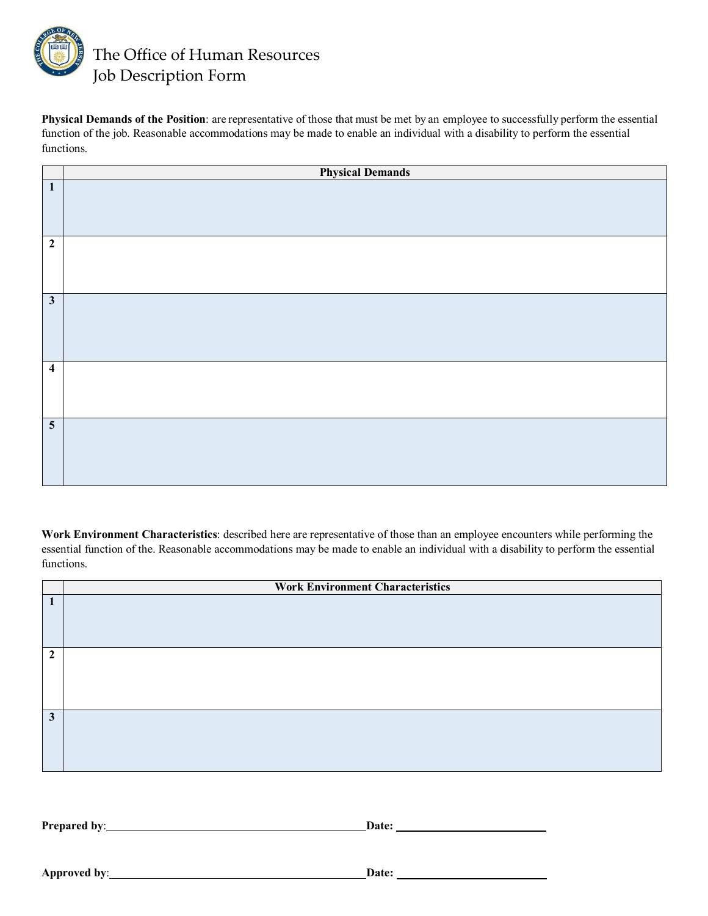# The Office of Human Resources
## Job Description Form

**Physical Demands of the Position**: are representative of those that must be met by an employee to successfully perform the essential function of the job. Reasonable accommodations may be made to enable an individual with a disability to perform the essential functions.

| | Physical Demands |
|---|---|
| 1 | |
| 2 | |
| 3 | |
| 4 | |
| 5 | |

**Work Environment Characteristics**: described here are representative of those than an employee encounters while performing the essential function of the. Reasonable accommodations may be made to enable an individual with a disability to perform the essential functions.

| | Work Environment Characteristics |
|---|---|
| 1 | |
| 2 | |
| 3 | |

**Prepared by**:\_\_\_\_\_\_\_\_\_\_\_\_\_\_\_\_\_\_\_\_\_\_\_\_\_\_\_\_\_\_\_\_\_\_\_\_\_\_\_\_ **Date:** \_\_\_\_\_\_\_\_\_\_\_\_\_\_\_\_\_\_\_\_\_\_\_\_

**Approved by**:\_\_\_\_\_\_\_\_\_\_\_\_\_\_\_\_\_\_\_\_\_\_\_\_\_\_\_\_\_\_\_\_\_\_\_\_\_\_\_\_ **Date:** \_\_\_\_\_\_\_\_\_\_\_\_\_\_\_\_\_\_\_\_\_\_\_\_